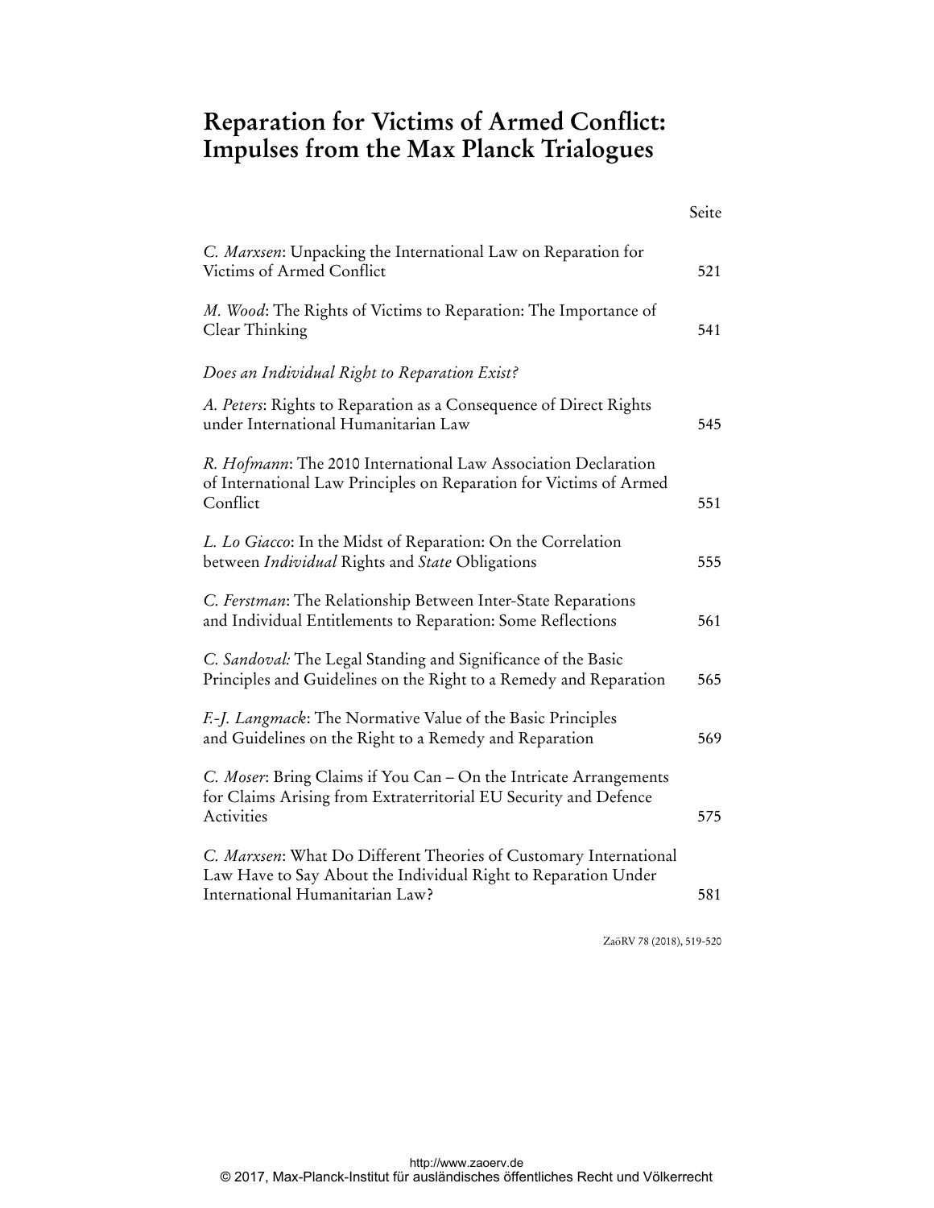# Reparation for Victims of Armed Conflict: Impulses from the Max Planck Trialogues

| | Seite |
|---|---|
| *C. Marxsen*: Unpacking the International Law on Reparation for Victims of Armed Conflict | 521 |
| *M. Wood*: The Rights of Victims to Reparation: The Importance of Clear Thinking | 541 |
| *Does an Individual Right to Reparation Exist?* | |
| *A. Peters*: Rights to Reparation as a Consequence of Direct Rights under International Humanitarian Law | 545 |
| *R. Hofmann*: The 2010 International Law Association Declaration of International Law Principles on Reparation for Victims of Armed Conflict | 551 |
| *L. Lo Giacco*: In the Midst of Reparation: On the Correlation between *Individual* Rights and *State* Obligations | 555 |
| *C. Ferstman*: The Relationship Between Inter-State Reparations and Individual Entitlements to Reparation: Some Reflections | 561 |
| *C. Sandoval:* The Legal Standing and Significance of the Basic Principles and Guidelines on the Right to a Remedy and Reparation | 565 |
| *F.-J. Langmack*: The Normative Value of the Basic Principles and Guidelines on the Right to a Remedy and Reparation | 569 |
| *C. Moser*: Bring Claims if You Can – On the Intricate Arrangements for Claims Arising from Extraterritorial EU Security and Defence Activities | 575 |
| *C. Marxsen*: What Do Different Theories of Customary International Law Have to Say About the Individual Right to Reparation Under International Humanitarian Law? | 581 |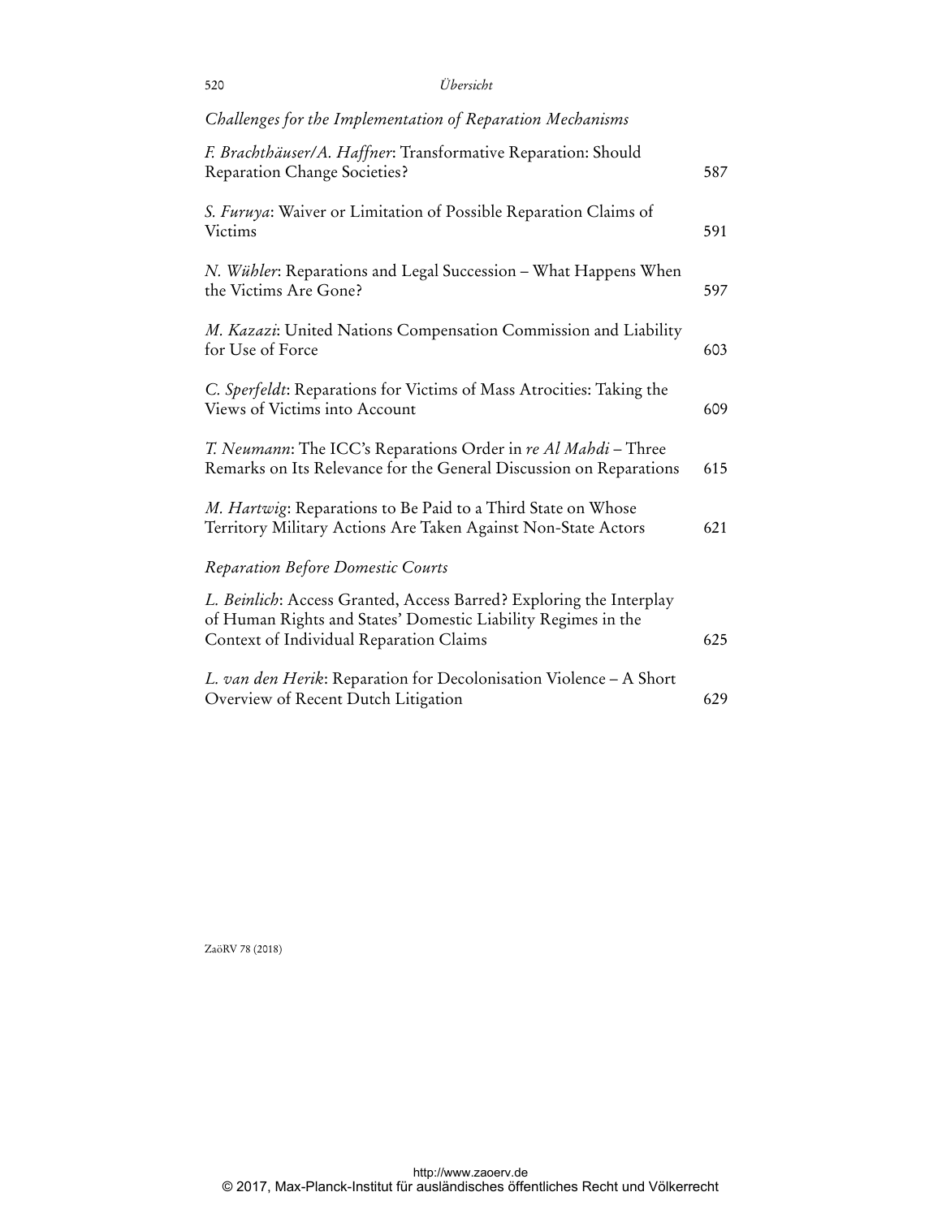*Challenges for the Implementation of Reparation Mechanisms*

*F. Brachthäuser/A. Haffner*: Transformative Reparation: Should Reparation Change Societies? 587

*S. Furuya*: Waiver or Limitation of Possible Reparation Claims of Victims 591

*N. Wühler*: Reparations and Legal Succession – What Happens When the Victims Are Gone? 597

*M. Kazazi*: United Nations Compensation Commission and Liability for Use of Force 603

*C. Sperfeldt*: Reparations for Victims of Mass Atrocities: Taking the Views of Victims into Account 609

*T. Neumann*: The ICC's Reparations Order in *re Al Mahdi* – Three Remarks on Its Relevance for the General Discussion on Reparations 615

*M. Hartwig*: Reparations to Be Paid to a Third State on Whose Territory Military Actions Are Taken Against Non-State Actors 621

*Reparation Before Domestic Courts*

*L. Beinlich*: Access Granted, Access Barred? Exploring the Interplay of Human Rights and States' Domestic Liability Regimes in the Context of Individual Reparation Claims 625

*L. van den Herik*: Reparation for Decolonisation Violence – A Short Overview of Recent Dutch Litigation 629